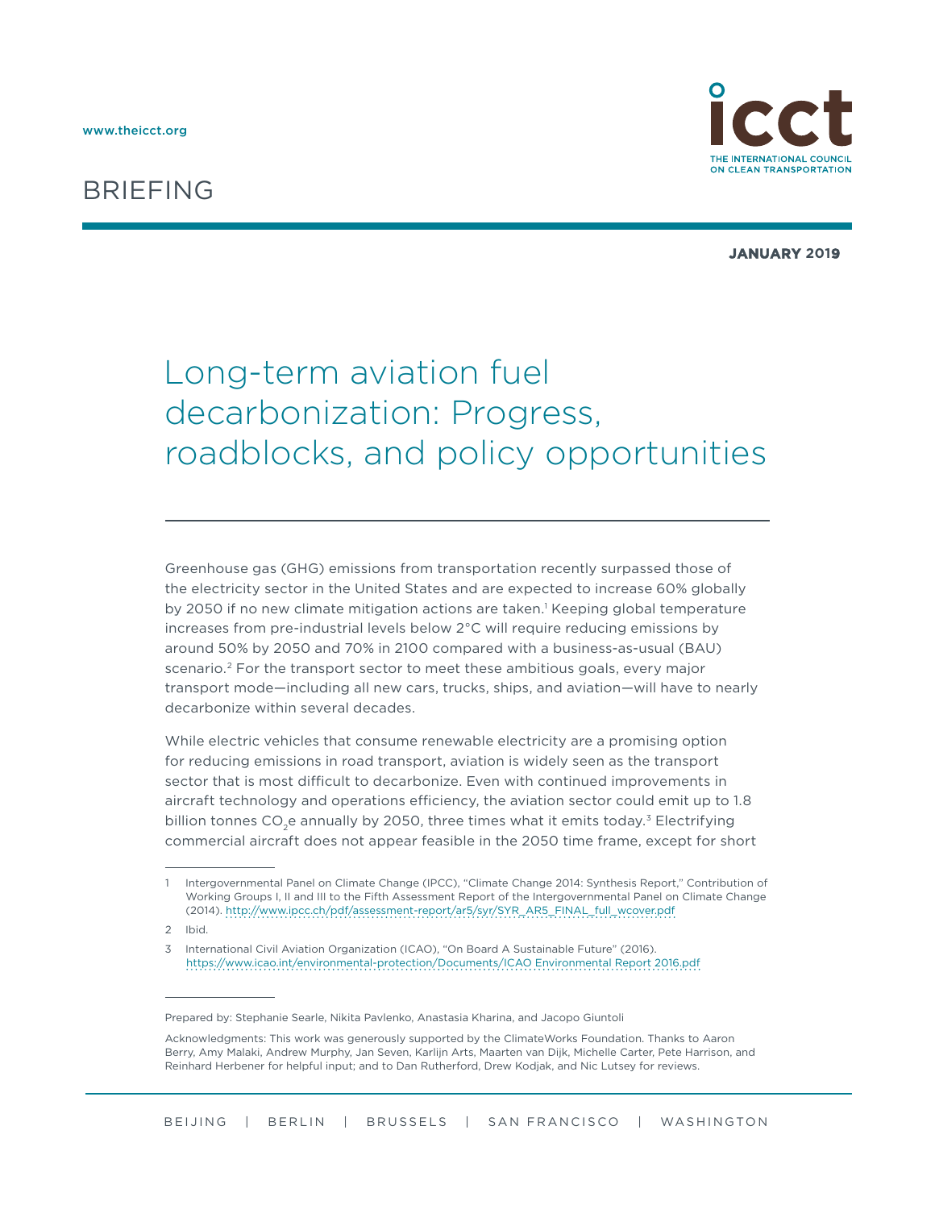www.theicct.org

BRIEFING

JANUARY 2019

# Long-term aviation fuel decarbonization: Progress, roadblocks, and policy opportunities

Greenhouse gas (GHG) emissions from transportation recently surpassed those of the electricity sector in the United States and are expected to increase 60% globally by 2050 if no new climate mitigation actions are taken.[1] Keeping global temperature increases from pre-industrial levels below 2°C will require reducing emissions by around 50% by 2050 and 70% in 2100 compared with a business-as-usual (BAU) scenario.[2] For the transport sector to meet these ambitious goals, every major transport mode—including all new cars, trucks, ships, and aviation—will have to nearly decarbonize within several decades.

While electric vehicles that consume renewable electricity are a promising option for reducing emissions in road transport, aviation is widely seen as the transport sector that is most difficult to decarbonize. Even with continued improvements in aircraft technology and operations efficiency, the aviation sector could emit up to 1.8 billion tonnes $CO_2$e annually by 2050, three times what it emits today.[3] Electrifying commercial aircraft does not appear feasible in the 2050 time frame, except for short

1 Intergovernmental Panel on Climate Change (IPCC), "Climate Change 2014: Synthesis Report," Contribution of Working Groups I, II and III to the Fifth Assessment Report of the Intergovernmental Panel on Climate Change (2014). http://www.ipcc.ch/pdf/assessment-report/ar5/syr/SYR_AR5_FINAL_full_wcover.pdf

2 Ibid.

3 International Civil Aviation Organization (ICAO), "On Board A Sustainable Future" (2016). https://www.icao.int/environmental-protection/Documents/ICAO Environmental Report 2016.pdf

Prepared by: Stephanie Searle, Nikita Pavlenko, Anastasia Kharina, and Jacopo Giuntoli

Acknowledgments: This work was generously supported by the ClimateWorks Foundation. Thanks to Aaron Berry, Amy Malaki, Andrew Murphy, Jan Seven, Karlijn Arts, Maarten van Dijk, Michelle Carter, Pete Harrison, and Reinhard Herbener for helpful input; and to Dan Rutherford, Drew Kodjak, and Nic Lutsey for reviews.

BEIJING | BERLIN | BRUSSELS | SAN FRANCISCO | WASHINGTON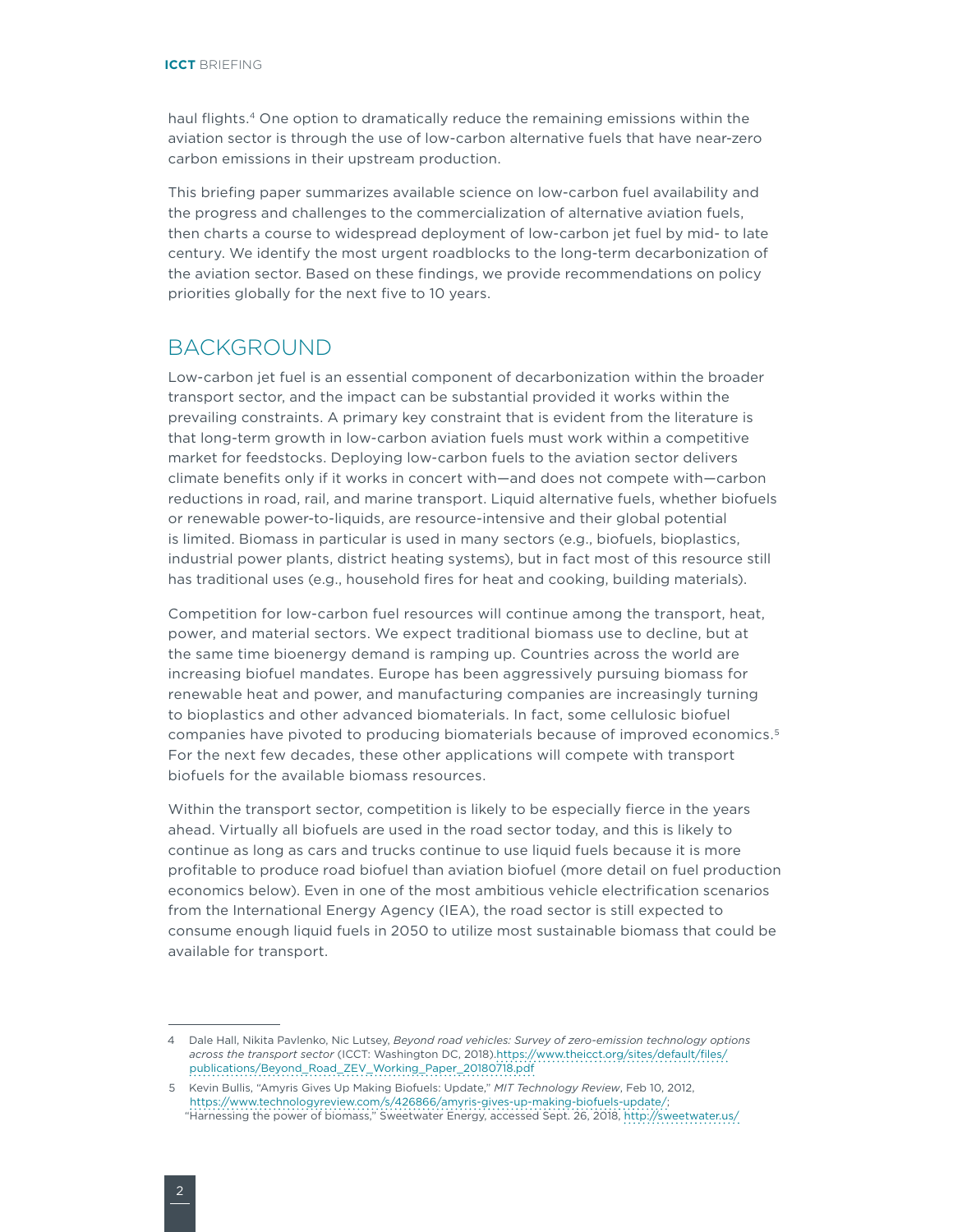haul flights.[4] One option to dramatically reduce the remaining emissions within the aviation sector is through the use of low-carbon alternative fuels that have near-zero carbon emissions in their upstream production.

This briefing paper summarizes available science on low-carbon fuel availability and the progress and challenges to the commercialization of alternative aviation fuels, then charts a course to widespread deployment of low-carbon jet fuel by mid- to late century. We identify the most urgent roadblocks to the long-term decarbonization of the aviation sector. Based on these findings, we provide recommendations on policy priorities globally for the next five to 10 years.

## BACKGROUND

Low-carbon jet fuel is an essential component of decarbonization within the broader transport sector, and the impact can be substantial provided it works within the prevailing constraints. A primary key constraint that is evident from the literature is that long-term growth in low-carbon aviation fuels must work within a competitive market for feedstocks. Deploying low-carbon fuels to the aviation sector delivers climate benefits only if it works in concert with—and does not compete with—carbon reductions in road, rail, and marine transport. Liquid alternative fuels, whether biofuels or renewable power-to-liquids, are resource-intensive and their global potential is limited. Biomass in particular is used in many sectors (e.g., biofuels, bioplastics, industrial power plants, district heating systems), but in fact most of this resource still has traditional uses (e.g., household fires for heat and cooking, building materials).

Competition for low-carbon fuel resources will continue among the transport, heat, power, and material sectors. We expect traditional biomass use to decline, but at the same time bioenergy demand is ramping up. Countries across the world are increasing biofuel mandates. Europe has been aggressively pursuing biomass for renewable heat and power, and manufacturing companies are increasingly turning to bioplastics and other advanced biomaterials. In fact, some cellulosic biofuel companies have pivoted to producing biomaterials because of improved economics.[5] For the next few decades, these other applications will compete with transport biofuels for the available biomass resources.

Within the transport sector, competition is likely to be especially fierce in the years ahead. Virtually all biofuels are used in the road sector today, and this is likely to continue as long as cars and trucks continue to use liquid fuels because it is more profitable to produce road biofuel than aviation biofuel (more detail on fuel production economics below). Even in one of the most ambitious vehicle electrification scenarios from the International Energy Agency (IEA), the road sector is still expected to consume enough liquid fuels in 2050 to utilize most sustainable biomass that could be available for transport.

---

4 Dale Hall, Nikita Pavlenko, Nic Lutsey, *Beyond road vehicles: Survey of zero-emission technology options across the transport sector* (ICCT: Washington DC, 2018).https://www.theicct.org/sites/default/files/publications/Beyond_Road_ZEV_Working_Paper_20180718.pdf

5 Kevin Bullis, "Amyris Gives Up Making Biofuels: Update," *MIT Technology Review*, Feb 10, 2012, https://www.technologyreview.com/s/426866/amyris-gives-up-making-biofuels-update/; "Harnessing the power of biomass," Sweetwater Energy, accessed Sept. 26, 2018, http://sweetwater.us/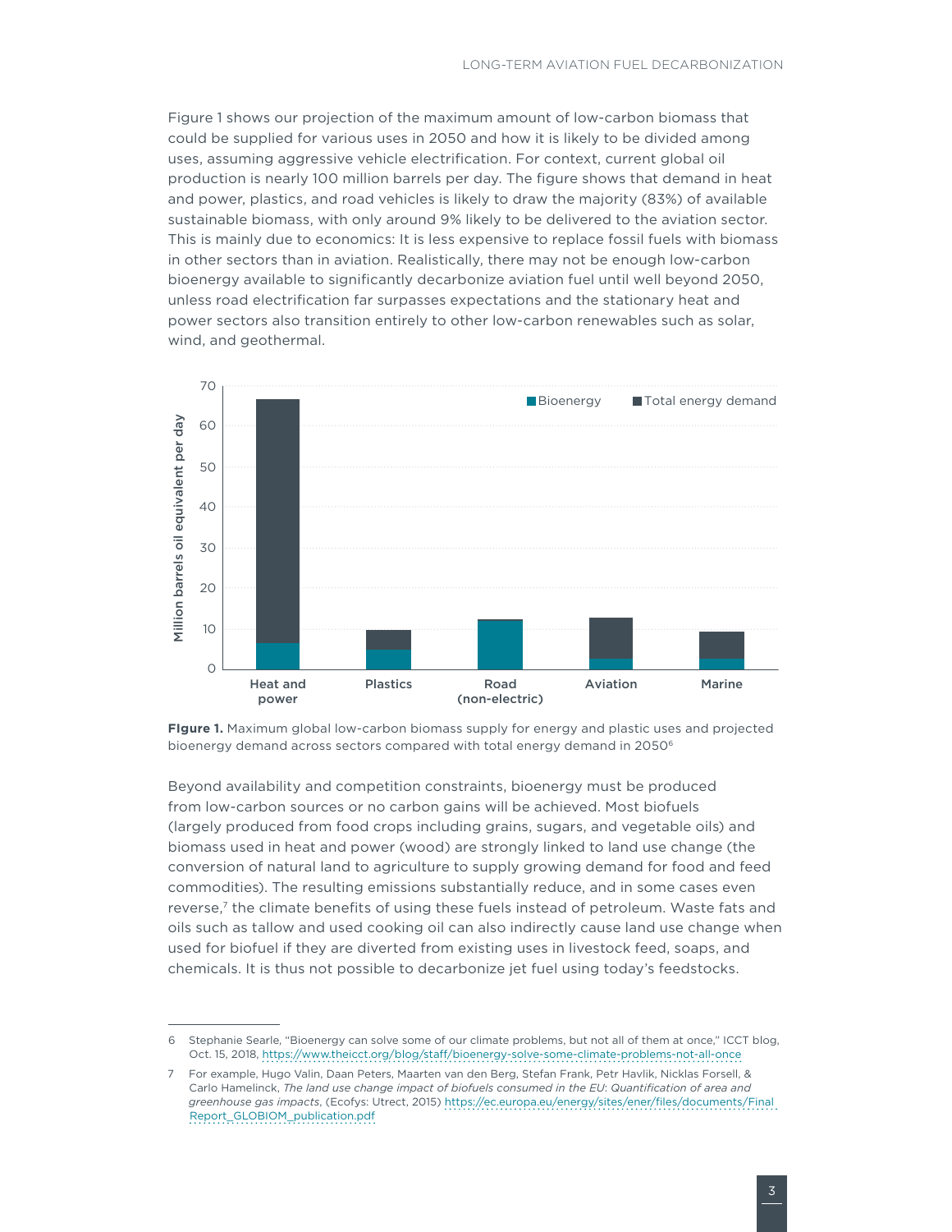Figure 1 shows our projection of the maximum amount of low-carbon biomass that could be supplied for various uses in 2050 and how it is likely to be divided among uses, assuming aggressive vehicle electrification. For context, current global oil production is nearly 100 million barrels per day. The figure shows that demand in heat and power, plastics, and road vehicles is likely to draw the majority (83%) of available sustainable biomass, with only around 9% likely to be delivered to the aviation sector. This is mainly due to economics: It is less expensive to replace fossil fuels with biomass in other sectors than in aviation. Realistically, there may not be enough low-carbon bioenergy available to significantly decarbonize aviation fuel until well beyond 2050, unless road electrification far surpasses expectations and the stationary heat and power sectors also transition entirely to other low-carbon renewables such as solar, wind, and geothermal.

**Figure 1.** Maximum global low-carbon biomass supply for energy and plastic uses and projected bioenergy demand across sectors compared with total energy demand in 2050[6]

Beyond availability and competition constraints, bioenergy must be produced from low-carbon sources or no carbon gains will be achieved. Most biofuels (largely produced from food crops including grains, sugars, and vegetable oils) and biomass used in heat and power (wood) are strongly linked to land use change (the conversion of natural land to agriculture to supply growing demand for food and feed commodities). The resulting emissions substantially reduce, and in some cases even reverse,[7] the climate benefits of using these fuels instead of petroleum. Waste fats and oils such as tallow and used cooking oil can also indirectly cause land use change when used for biofuel if they are diverted from existing uses in livestock feed, soaps, and chemicals. It is thus not possible to decarbonize jet fuel using today's feedstocks.

---

6 Stephanie Searle, "Bioenergy can solve some of our climate problems, but not all of them at once," ICCT blog, Oct. 15, 2018, https://www.theicct.org/blog/staff/bioenergy-solve-some-climate-problems-not-all-once

7 For example, Hugo Valin, Daan Peters, Maarten van den Berg, Stefan Frank, Petr Havlik, Nicklas Forsell, & Carlo Hamelinck, *The land use change impact of biofuels consumed in the EU: Quantification of area and greenhouse gas impacts*, (Ecofys: Utrect, 2015) https://ec.europa.eu/energy/sites/ener/files/documents/Final Report_GLOBIOM_publication.pdf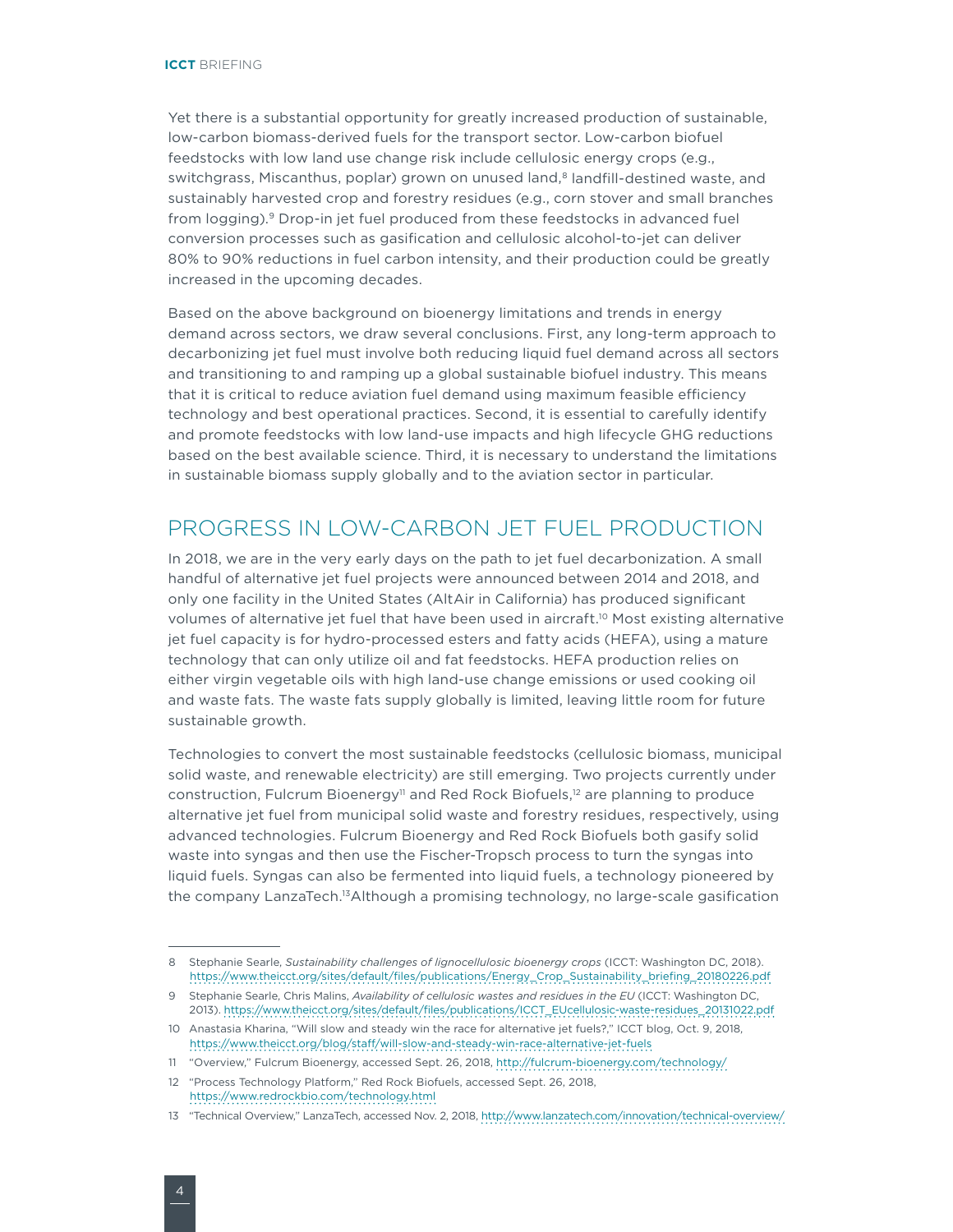Yet there is a substantial opportunity for greatly increased production of sustainable, low-carbon biomass-derived fuels for the transport sector. Low-carbon biofuel feedstocks with low land use change risk include cellulosic energy crops (e.g., switchgrass, Miscanthus, poplar) grown on unused land,[8] landfill-destined waste, and sustainably harvested crop and forestry residues (e.g., corn stover and small branches from logging).[9] Drop-in jet fuel produced from these feedstocks in advanced fuel conversion processes such as gasification and cellulosic alcohol-to-jet can deliver 80% to 90% reductions in fuel carbon intensity, and their production could be greatly increased in the upcoming decades.

Based on the above background on bioenergy limitations and trends in energy demand across sectors, we draw several conclusions. First, any long-term approach to decarbonizing jet fuel must involve both reducing liquid fuel demand across all sectors and transitioning to and ramping up a global sustainable biofuel industry. This means that it is critical to reduce aviation fuel demand using maximum feasible efficiency technology and best operational practices. Second, it is essential to carefully identify and promote feedstocks with low land-use impacts and high lifecycle GHG reductions based on the best available science. Third, it is necessary to understand the limitations in sustainable biomass supply globally and to the aviation sector in particular.

## PROGRESS IN LOW-CARBON JET FUEL PRODUCTION

In 2018, we are in the very early days on the path to jet fuel decarbonization. A small handful of alternative jet fuel projects were announced between 2014 and 2018, and only one facility in the United States (AltAir in California) has produced significant volumes of alternative jet fuel that have been used in aircraft.[10] Most existing alternative jet fuel capacity is for hydro-processed esters and fatty acids (HEFA), using a mature technology that can only utilize oil and fat feedstocks. HEFA production relies on either virgin vegetable oils with high land-use change emissions or used cooking oil and waste fats. The waste fats supply globally is limited, leaving little room for future sustainable growth.

Technologies to convert the most sustainable feedstocks (cellulosic biomass, municipal solid waste, and renewable electricity) are still emerging. Two projects currently under construction, Fulcrum Bioenergy[11] and Red Rock Biofuels,[12] are planning to produce alternative jet fuel from municipal solid waste and forestry residues, respectively, using advanced technologies. Fulcrum Bioenergy and Red Rock Biofuels both gasify solid waste into syngas and then use the Fischer-Tropsch process to turn the syngas into liquid fuels. Syngas can also be fermented into liquid fuels, a technology pioneered by the company LanzaTech.[13]Although a promising technology, no large-scale gasification

---

8 Stephanie Searle, *Sustainability challenges of lignocellulosic bioenergy crops* (ICCT: Washington DC, 2018). https://www.theicct.org/sites/default/files/publications/Energy_Crop_Sustainability_briefing_20180226.pdf

9 Stephanie Searle, Chris Malins, *Availability of cellulosic wastes and residues in the EU* (ICCT: Washington DC, 2013). https://www.theicct.org/sites/default/files/publications/ICCT_EUcellulosic-waste-residues_20131022.pdf

10 Anastasia Kharina, "Will slow and steady win the race for alternative jet fuels?," ICCT blog, Oct. 9, 2018, https://www.theicct.org/blog/staff/will-slow-and-steady-win-race-alternative-jet-fuels

11 "Overview," Fulcrum Bioenergy, accessed Sept. 26, 2018, http://fulcrum-bioenergy.com/technology/

12 "Process Technology Platform," Red Rock Biofuels, accessed Sept. 26, 2018, https://www.redrockbio.com/technology.html

13 "Technical Overview," LanzaTech, accessed Nov. 2, 2018, http://www.lanzatech.com/innovation/technical-overview/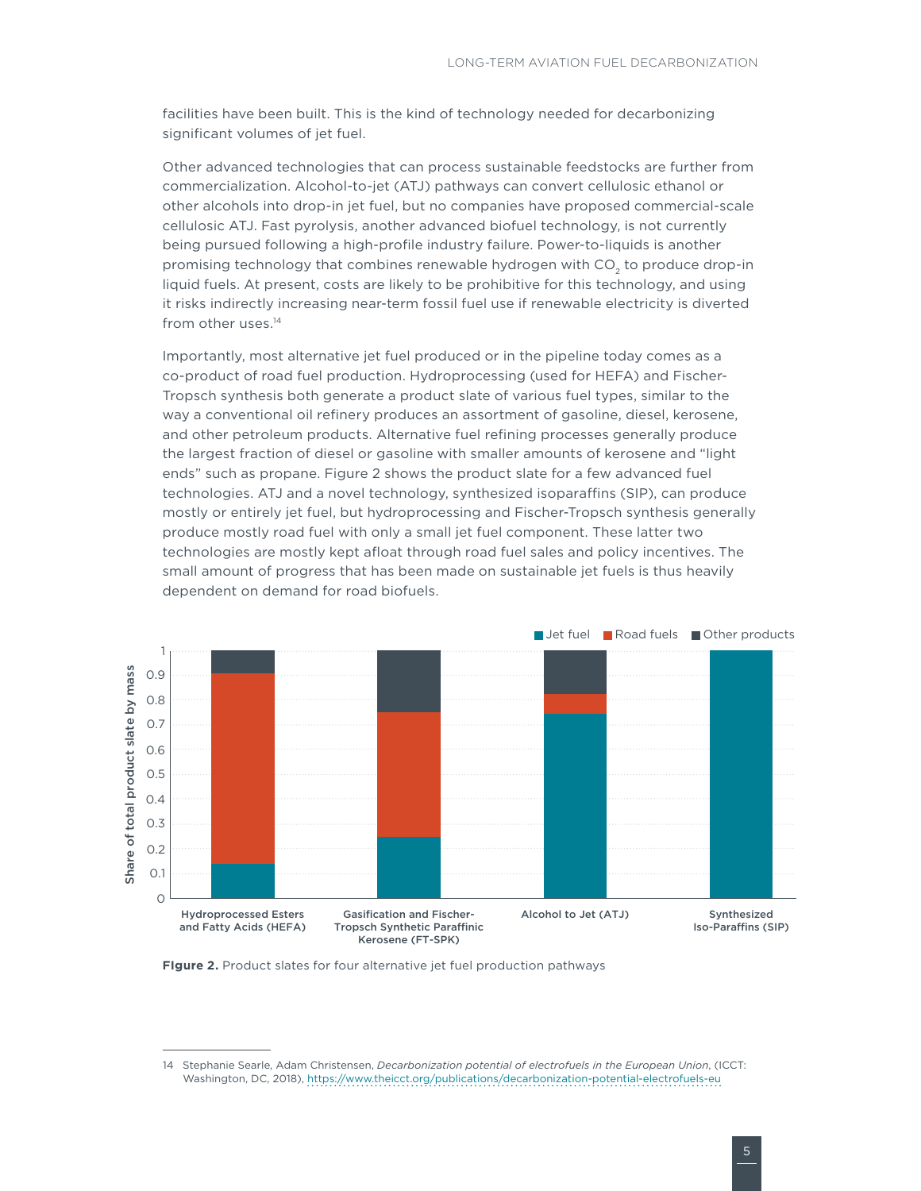facilities have been built. This is the kind of technology needed for decarbonizing significant volumes of jet fuel.

Other advanced technologies that can process sustainable feedstocks are further from commercialization. Alcohol-to-jet (ATJ) pathways can convert cellulosic ethanol or other alcohols into drop-in jet fuel, but no companies have proposed commercial-scale cellulosic ATJ. Fast pyrolysis, another advanced biofuel technology, is not currently being pursued following a high-profile industry failure. Power-to-liquids is another promising technology that combines renewable hydrogen with $CO_2$ to produce drop-in liquid fuels. At present, costs are likely to be prohibitive for this technology, and using it risks indirectly increasing near-term fossil fuel use if renewable electricity is diverted from other uses.[14]

Importantly, most alternative jet fuel produced or in the pipeline today comes as a co-product of road fuel production. Hydroprocessing (used for HEFA) and Fischer-Tropsch synthesis both generate a product slate of various fuel types, similar to the way a conventional oil refinery produces an assortment of gasoline, diesel, kerosene, and other petroleum products. Alternative fuel refining processes generally produce the largest fraction of diesel or gasoline with smaller amounts of kerosene and "light ends" such as propane. Figure 2 shows the product slate for a few advanced fuel technologies. ATJ and a novel technology, synthesized isoparaffins (SIP), can produce mostly or entirely jet fuel, but hydroprocessing and Fischer-Tropsch synthesis generally produce mostly road fuel with only a small jet fuel component. These latter two technologies are mostly kept afloat through road fuel sales and policy incentives. The small amount of progress that has been made on sustainable jet fuels is thus heavily dependent on demand for road biofuels.

**Figure 2.** Product slates for four alternative jet fuel production pathways

---

14 Stephanie Searle, Adam Christensen, *Decarbonization potential of electrofuels in the European Union*, (ICCT: Washington, DC, 2018), https://www.theicct.org/publications/decarbonization-potential-electrofuels-eu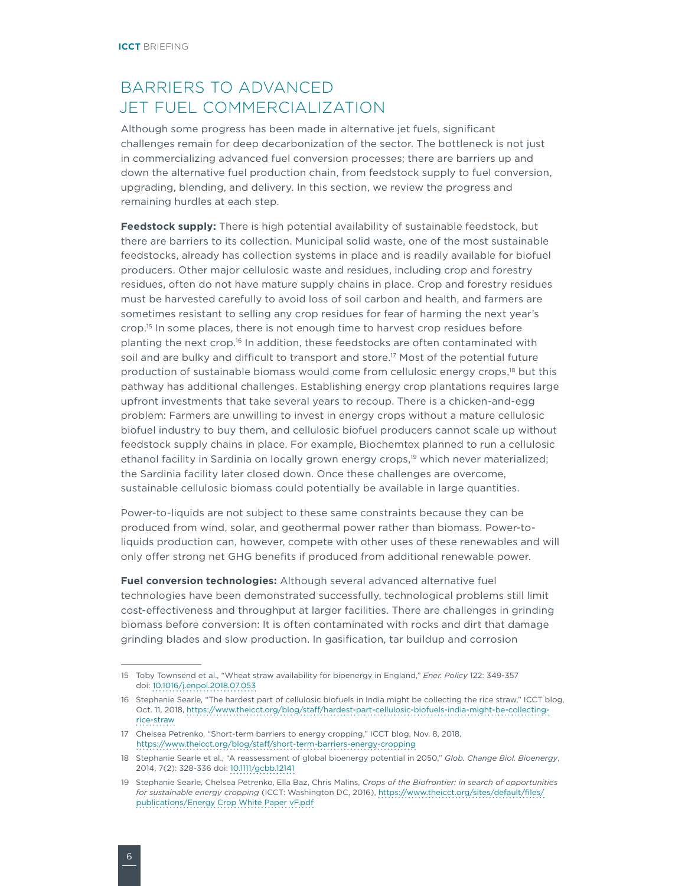## BARRIERS TO ADVANCED JET FUEL COMMERCIALIZATION

Although some progress has been made in alternative jet fuels, significant challenges remain for deep decarbonization of the sector. The bottleneck is not just in commercializing advanced fuel conversion processes; there are barriers up and down the alternative fuel production chain, from feedstock supply to fuel conversion, upgrading, blending, and delivery. In this section, we review the progress and remaining hurdles at each step.

**Feedstock supply:** There is high potential availability of sustainable feedstock, but there are barriers to its collection. Municipal solid waste, one of the most sustainable feedstocks, already has collection systems in place and is readily available for biofuel producers. Other major cellulosic waste and residues, including crop and forestry residues, often do not have mature supply chains in place. Crop and forestry residues must be harvested carefully to avoid loss of soil carbon and health, and farmers are sometimes resistant to selling any crop residues for fear of harming the next year's crop.[15] In some places, there is not enough time to harvest crop residues before planting the next crop.[16] In addition, these feedstocks are often contaminated with soil and are bulky and difficult to transport and store.[17] Most of the potential future production of sustainable biomass would come from cellulosic energy crops,[18] but this pathway has additional challenges. Establishing energy crop plantations requires large upfront investments that take several years to recoup. There is a chicken-and-egg problem: Farmers are unwilling to invest in energy crops without a mature cellulosic biofuel industry to buy them, and cellulosic biofuel producers cannot scale up without feedstock supply chains in place. For example, Biochemtex planned to run a cellulosic ethanol facility in Sardinia on locally grown energy crops,[19] which never materialized; the Sardinia facility later closed down. Once these challenges are overcome, sustainable cellulosic biomass could potentially be available in large quantities.

Power-to-liquids are not subject to these same constraints because they can be produced from wind, solar, and geothermal power rather than biomass. Power-to-liquids production can, however, compete with other uses of these renewables and will only offer strong net GHG benefits if produced from additional renewable power.

**Fuel conversion technologies:** Although several advanced alternative fuel technologies have been demonstrated successfully, technological problems still limit cost-effectiveness and throughput at larger facilities. There are challenges in grinding biomass before conversion: It is often contaminated with rocks and dirt that damage grinding blades and slow production. In gasification, tar buildup and corrosion

---

15 Toby Townsend et al., "Wheat straw availability for bioenergy in England," *Ener. Policy* 122: 349-357 doi: 10.1016/j.enpol.2018.07.053

16 Stephanie Searle, "The hardest part of cellulosic biofuels in India might be collecting the rice straw," ICCT blog, Oct. 11, 2018, https://www.theicct.org/blog/staff/hardest-part-cellulosic-biofuels-india-might-be-collecting-rice-straw

17 Chelsea Petrenko, "Short-term barriers to energy cropping," ICCT blog, Nov. 8, 2018, https://www.theicct.org/blog/staff/short-term-barriers-energy-cropping

18 Stephanie Searle et al., "A reassessment of global bioenergy potential in 2050," *Glob. Change Biol. Bioenergy*, 2014, 7(2): 328-336 doi: 10.1111/gcbb.12141

19 Stephanie Searle, Chelsea Petrenko, Ella Baz, Chris Malins, *Crops of the Biofrontier: in search of opportunities for sustainable energy cropping* (ICCT: Washington DC, 2016), https://www.theicct.org/sites/default/files/publications/Energy Crop White Paper vF.pdf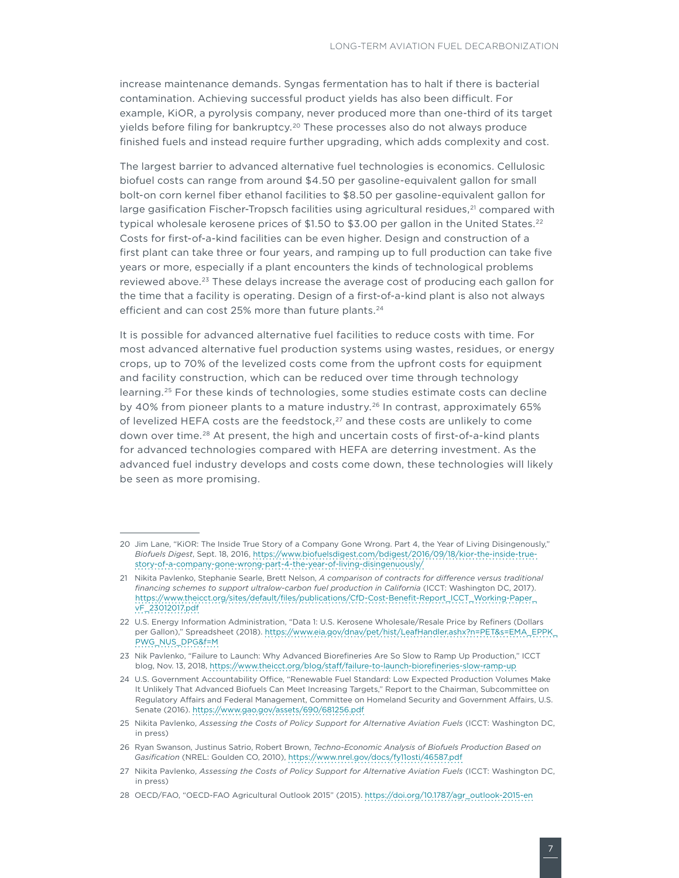increase maintenance demands. Syngas fermentation has to halt if there is bacterial contamination. Achieving successful product yields has also been difficult. For example, KiOR, a pyrolysis company, never produced more than one-third of its target yields before filing for bankruptcy.[20] These processes also do not always produce finished fuels and instead require further upgrading, which adds complexity and cost.

The largest barrier to advanced alternative fuel technologies is economics. Cellulosic biofuel costs can range from around $4.50 per gasoline-equivalent gallon for small bolt-on corn kernel fiber ethanol facilities to $8.50 per gasoline-equivalent gallon for large gasification Fischer-Tropsch facilities using agricultural residues,[21] compared with typical wholesale kerosene prices of $1.50 to $3.00 per gallon in the United States.[22] Costs for first-of-a-kind facilities can be even higher. Design and construction of a first plant can take three or four years, and ramping up to full production can take five years or more, especially if a plant encounters the kinds of technological problems reviewed above.[23] These delays increase the average cost of producing each gallon for the time that a facility is operating. Design of a first-of-a-kind plant is also not always efficient and can cost 25% more than future plants.[24]

It is possible for advanced alternative fuel facilities to reduce costs with time. For most advanced alternative fuel production systems using wastes, residues, or energy crops, up to 70% of the levelized costs come from the upfront costs for equipment and facility construction, which can be reduced over time through technology learning.[25] For these kinds of technologies, some studies estimate costs can decline by 40% from pioneer plants to a mature industry.[26] In contrast, approximately 65% of levelized HEFA costs are the feedstock,[27] and these costs are unlikely to come down over time.[28] At present, the high and uncertain costs of first-of-a-kind plants for advanced technologies compared with HEFA are deterring investment. As the advanced fuel industry develops and costs come down, these technologies will likely be seen as more promising.

---

20 Jim Lane, "KiOR: The Inside True Story of a Company Gone Wrong. Part 4, the Year of Living Disingenuously," *Biofuels Digest*, Sept. 18, 2016, https://www.biofuelsdigest.com/bdigest/2016/09/18/kior-the-inside-true-story-of-a-company-gone-wrong-part-4-the-year-of-living-disingenuously/

21 Nikita Pavlenko, Stephanie Searle, Brett Nelson, *A comparison of contracts for difference versus traditional financing schemes to support ultralow-carbon fuel production in California* (ICCT: Washington DC, 2017). https://www.theicct.org/sites/default/files/publications/CfD-Cost-Benefit-Report_ICCT_Working-Paper_vF_23012017.pdf

22 U.S. Energy Information Administration, "Data 1: U.S. Kerosene Wholesale/Resale Price by Refiners (Dollars per Gallon)," Spreadsheet (2018). https://www.eia.gov/dnav/pet/hist/LeafHandler.ashx?n=PET&s=EMA_EPPK_PWG_NUS_DPG&f=M

23 Nik Pavlenko, "Failure to Launch: Why Advanced Biorefineries Are So Slow to Ramp Up Production," ICCT blog, Nov. 13, 2018, https://www.theicct.org/blog/staff/failure-to-launch-biorefineries-slow-ramp-up

24 U.S. Government Accountability Office, "Renewable Fuel Standard: Low Expected Production Volumes Make It Unlikely That Advanced Biofuels Can Meet Increasing Targets," Report to the Chairman, Subcommittee on Regulatory Affairs and Federal Management, Committee on Homeland Security and Government Affairs, U.S. Senate (2016). https://www.gao.gov/assets/690/681256.pdf

25 Nikita Pavlenko, *Assessing the Costs of Policy Support for Alternative Aviation Fuels* (ICCT: Washington DC, in press)

26 Ryan Swanson, Justinus Satrio, Robert Brown, *Techno-Economic Analysis of Biofuels Production Based on Gasification* (NREL: Goulden CO, 2010), https://www.nrel.gov/docs/fy11osti/46587.pdf

27 Nikita Pavlenko, *Assessing the Costs of Policy Support for Alternative Aviation Fuels* (ICCT: Washington DC, in press)

28 OECD/FAO, "OECD-FAO Agricultural Outlook 2015" (2015). https://doi.org/10.1787/agr_outlook-2015-en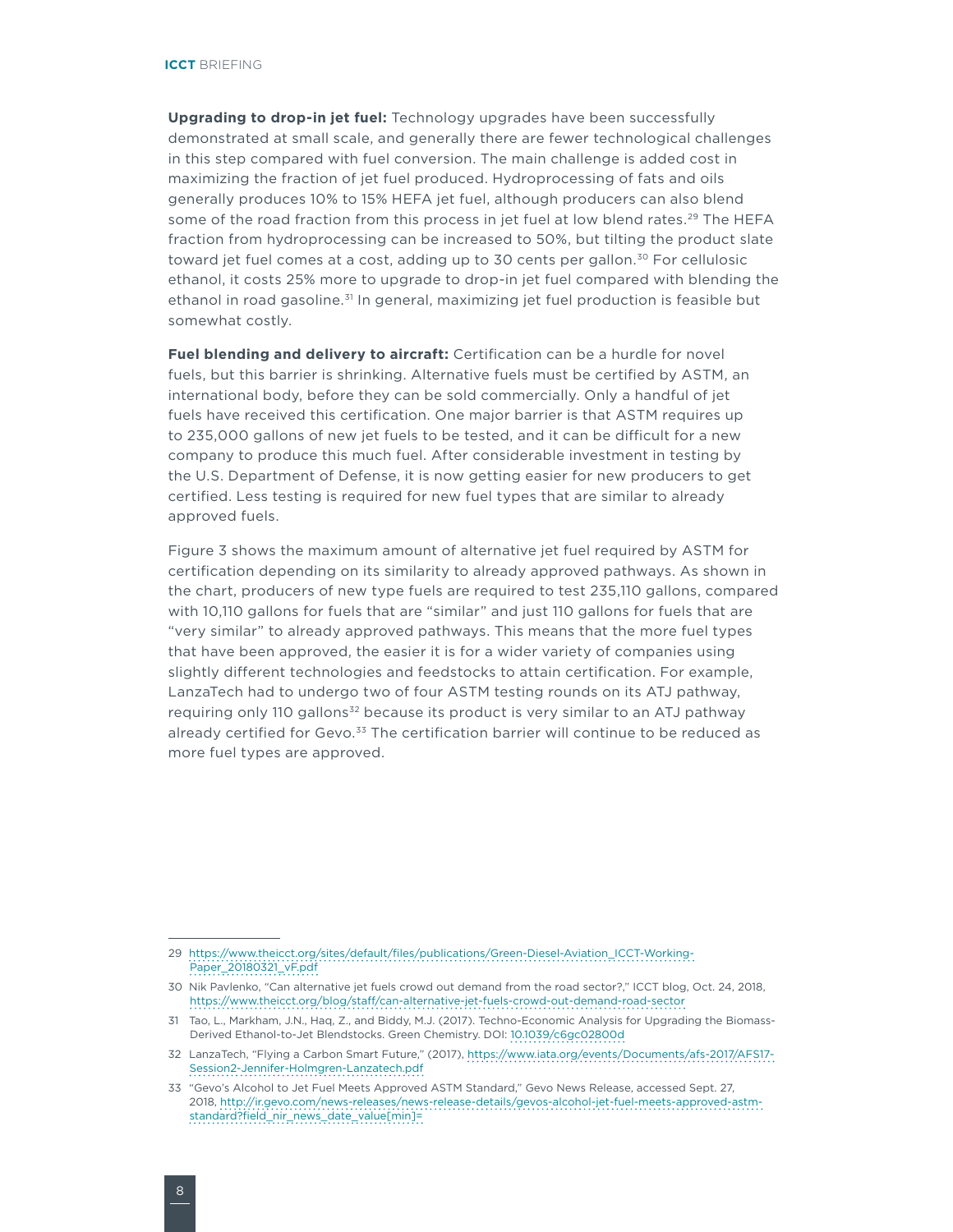**Upgrading to drop-in jet fuel:** Technology upgrades have been successfully demonstrated at small scale, and generally there are fewer technological challenges in this step compared with fuel conversion. The main challenge is added cost in maximizing the fraction of jet fuel produced. Hydroprocessing of fats and oils generally produces 10% to 15% HEFA jet fuel, although producers can also blend some of the road fraction from this process in jet fuel at low blend rates.[29] The HEFA fraction from hydroprocessing can be increased to 50%, but tilting the product slate toward jet fuel comes at a cost, adding up to 30 cents per gallon.[30] For cellulosic ethanol, it costs 25% more to upgrade to drop-in jet fuel compared with blending the ethanol in road gasoline.[31] In general, maximizing jet fuel production is feasible but somewhat costly.

**Fuel blending and delivery to aircraft:** Certification can be a hurdle for novel fuels, but this barrier is shrinking. Alternative fuels must be certified by ASTM, an international body, before they can be sold commercially. Only a handful of jet fuels have received this certification. One major barrier is that ASTM requires up to 235,000 gallons of new jet fuels to be tested, and it can be difficult for a new company to produce this much fuel. After considerable investment in testing by the U.S. Department of Defense, it is now getting easier for new producers to get certified. Less testing is required for new fuel types that are similar to already approved fuels.

Figure 3 shows the maximum amount of alternative jet fuel required by ASTM for certification depending on its similarity to already approved pathways. As shown in the chart, producers of new type fuels are required to test 235,110 gallons, compared with 10,110 gallons for fuels that are "similar" and just 110 gallons for fuels that are "very similar" to already approved pathways. This means that the more fuel types that have been approved, the easier it is for a wider variety of companies using slightly different technologies and feedstocks to attain certification. For example, LanzaTech had to undergo two of four ASTM testing rounds on its ATJ pathway, requiring only 110 gallons[32] because its product is very similar to an ATJ pathway already certified for Gevo.[33] The certification barrier will continue to be reduced as more fuel types are approved.

---

29 https://www.theicct.org/sites/default/files/publications/Green-Diesel-Aviation_ICCT-Working-Paper_20180321_vF.pdf

30 Nik Pavlenko, "Can alternative jet fuels crowd out demand from the road sector?," ICCT blog, Oct. 24, 2018, https://www.theicct.org/blog/staff/can-alternative-jet-fuels-crowd-out-demand-road-sector

31 Tao, L., Markham, J.N., Haq, Z., and Biddy, M.J. (2017). Techno-Economic Analysis for Upgrading the Biomass-Derived Ethanol-to-Jet Blendstocks. Green Chemistry. DOI: 10.1039/c6gc02800d

32 LanzaTech, "Flying a Carbon Smart Future," (2017), https://www.iata.org/events/Documents/afs-2017/AFS17-Session2-Jennifer-Holmgren-Lanzatech.pdf

33 "Gevo's Alcohol to Jet Fuel Meets Approved ASTM Standard," Gevo News Release, accessed Sept. 27, 2018, http://ir.gevo.com/news-releases/news-release-details/gevos-alcohol-jet-fuel-meets-approved-astm-standard?field_nir_news_date_value[min]=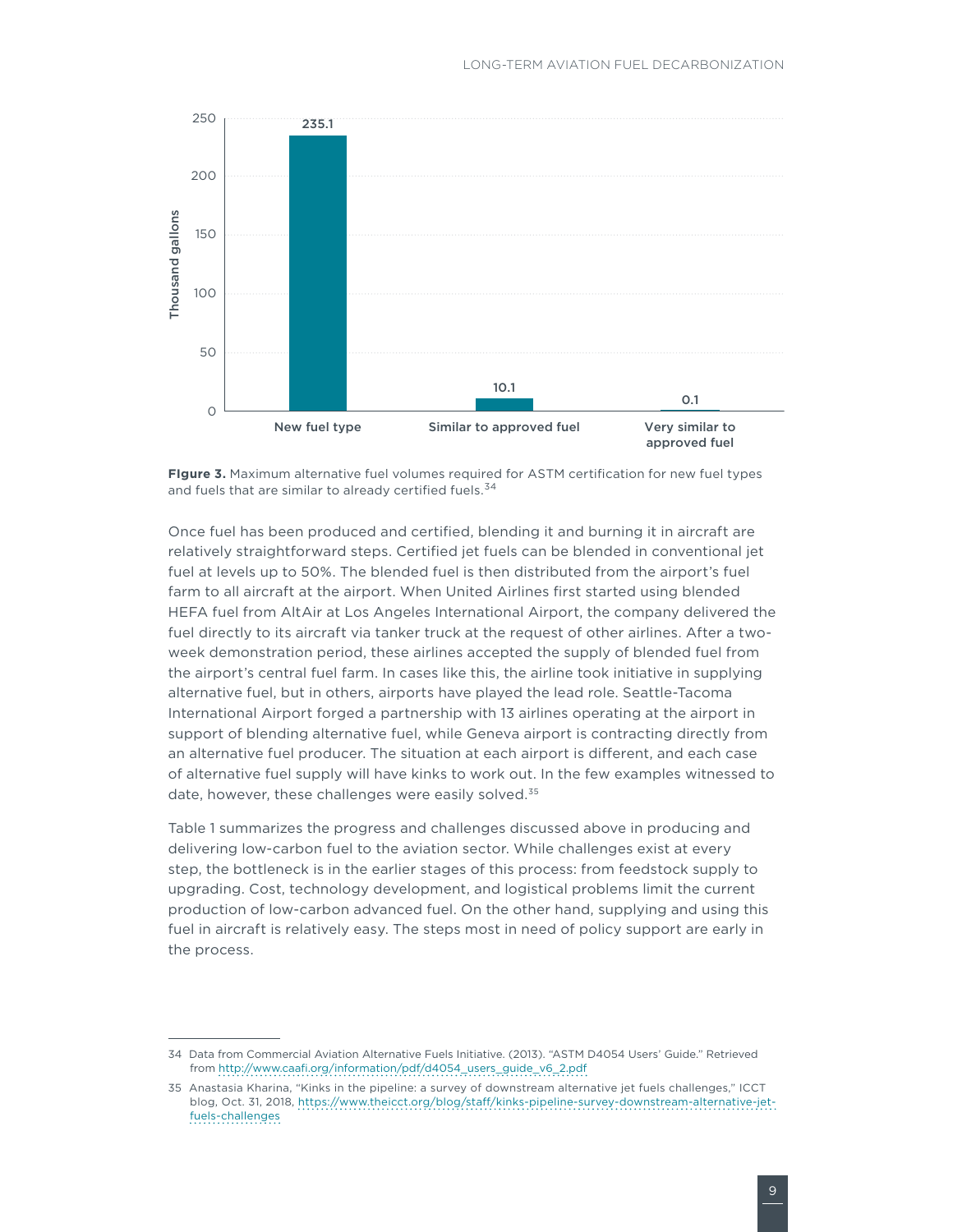**Figure 3.** Maximum alternative fuel volumes required for ASTM certification for new fuel types and fuels that are similar to already certified fuels.[34]

Once fuel has been produced and certified, blending it and burning it in aircraft are relatively straightforward steps. Certified jet fuels can be blended in conventional jet fuel at levels up to 50%. The blended fuel is then distributed from the airport's fuel farm to all aircraft at the airport. When United Airlines first started using blended HEFA fuel from AltAir at Los Angeles International Airport, the company delivered the fuel directly to its aircraft via tanker truck at the request of other airlines. After a two-week demonstration period, these airlines accepted the supply of blended fuel from the airport's central fuel farm. In cases like this, the airline took initiative in supplying alternative fuel, but in others, airports have played the lead role. Seattle-Tacoma International Airport forged a partnership with 13 airlines operating at the airport in support of blending alternative fuel, while Geneva airport is contracting directly from an alternative fuel producer. The situation at each airport is different, and each case of alternative fuel supply will have kinks to work out. In the few examples witnessed to date, however, these challenges were easily solved.[35]

Table 1 summarizes the progress and challenges discussed above in producing and delivering low-carbon fuel to the aviation sector. While challenges exist at every step, the bottleneck is in the earlier stages of this process: from feedstock supply to upgrading. Cost, technology development, and logistical problems limit the current production of low-carbon advanced fuel. On the other hand, supplying and using this fuel in aircraft is relatively easy. The steps most in need of policy support are early in the process.

---

34 Data from Commercial Aviation Alternative Fuels Initiative. (2013). "ASTM D4054 Users' Guide." Retrieved from http://www.caafi.org/information/pdf/d4054_users_guide_v6_2.pdf

35 Anastasia Kharina, "Kinks in the pipeline: a survey of downstream alternative jet fuels challenges," ICCT blog, Oct. 31, 2018, https://www.theicct.org/blog/staff/kinks-pipeline-survey-downstream-alternative-jet-fuels-challenges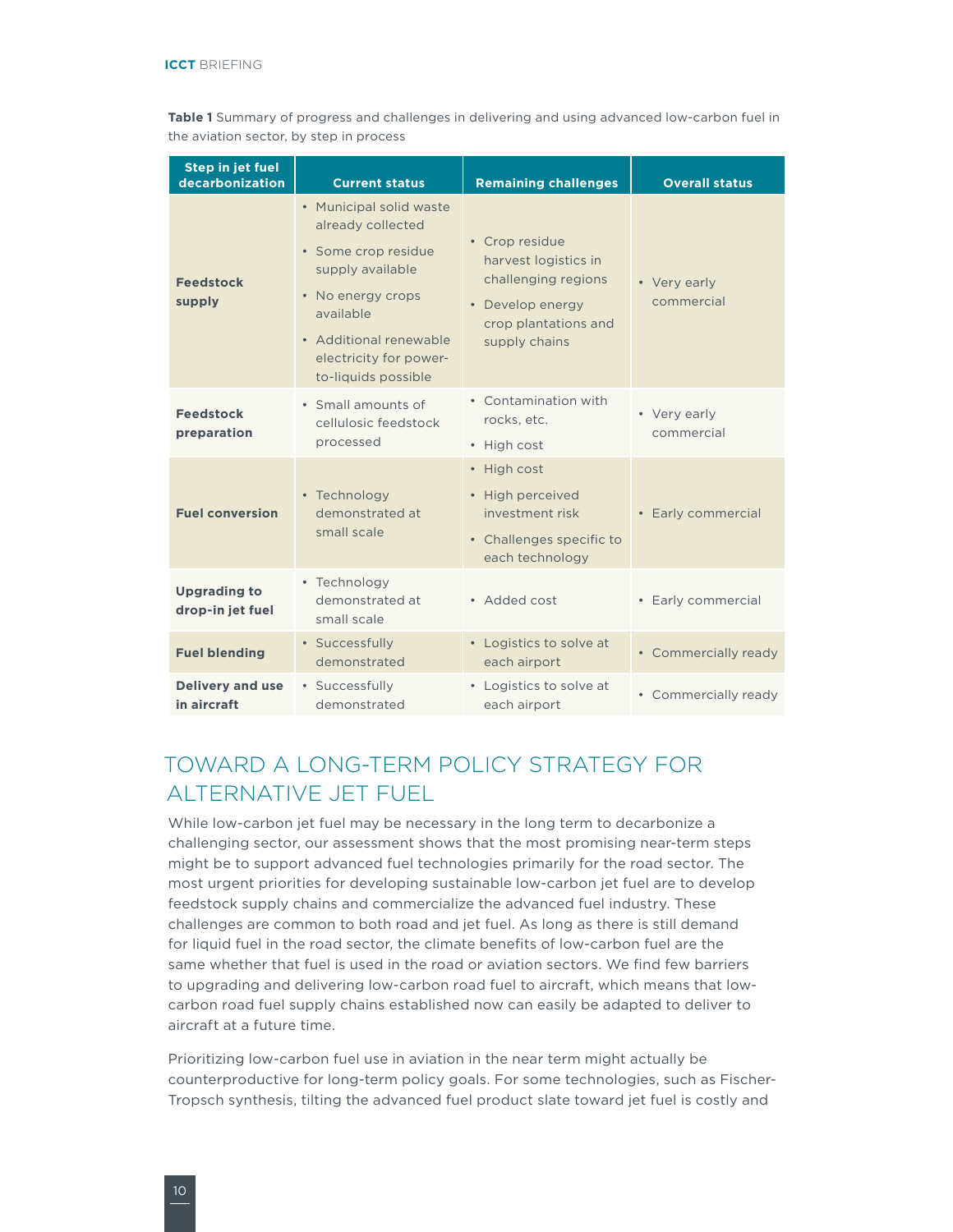**Table 1** Summary of progress and challenges in delivering and using advanced low-carbon fuel in the aviation sector, by step in process

| Step in jet fuel decarbonization | Current status | Remaining challenges | Overall status |
|---|---|---|---|
| **Feedstock supply** | • Municipal solid waste already collected<br>• Some crop residue supply available<br>• No energy crops available<br>• Additional renewable electricity for power-to-liquids possible | • Crop residue harvest logistics in challenging regions<br>• Develop energy crop plantations and supply chains | • Very early commercial |
| **Feedstock preparation** | • Small amounts of cellulosic feedstock processed | • Contamination with rocks, etc.<br>• High cost | • Very early commercial |
| **Fuel conversion** | • Technology demonstrated at small scale | • High cost<br>• High perceived investment risk<br>• Challenges specific to each technology | • Early commercial |
| **Upgrading to drop-in jet fuel** | • Technology demonstrated at small scale | • Added cost | • Early commercial |
| **Fuel blending** | • Successfully demonstrated | • Logistics to solve at each airport | • Commercially ready |
| **Delivery and use in aircraft** | • Successfully demonstrated | • Logistics to solve at each airport | • Commercially ready |

## TOWARD A LONG-TERM POLICY STRATEGY FOR ALTERNATIVE JET FUEL

While low-carbon jet fuel may be necessary in the long term to decarbonize a challenging sector, our assessment shows that the most promising near-term steps might be to support advanced fuel technologies primarily for the road sector. The most urgent priorities for developing sustainable low-carbon jet fuel are to develop feedstock supply chains and commercialize the advanced fuel industry. These challenges are common to both road and jet fuel. As long as there is still demand for liquid fuel in the road sector, the climate benefits of low-carbon fuel are the same whether that fuel is used in the road or aviation sectors. We find few barriers to upgrading and delivering low-carbon road fuel to aircraft, which means that low-carbon road fuel supply chains established now can easily be adapted to deliver to aircraft at a future time.

Prioritizing low-carbon fuel use in aviation in the near term might actually be counterproductive for long-term policy goals. For some technologies, such as Fischer-Tropsch synthesis, tilting the advanced fuel product slate toward jet fuel is costly and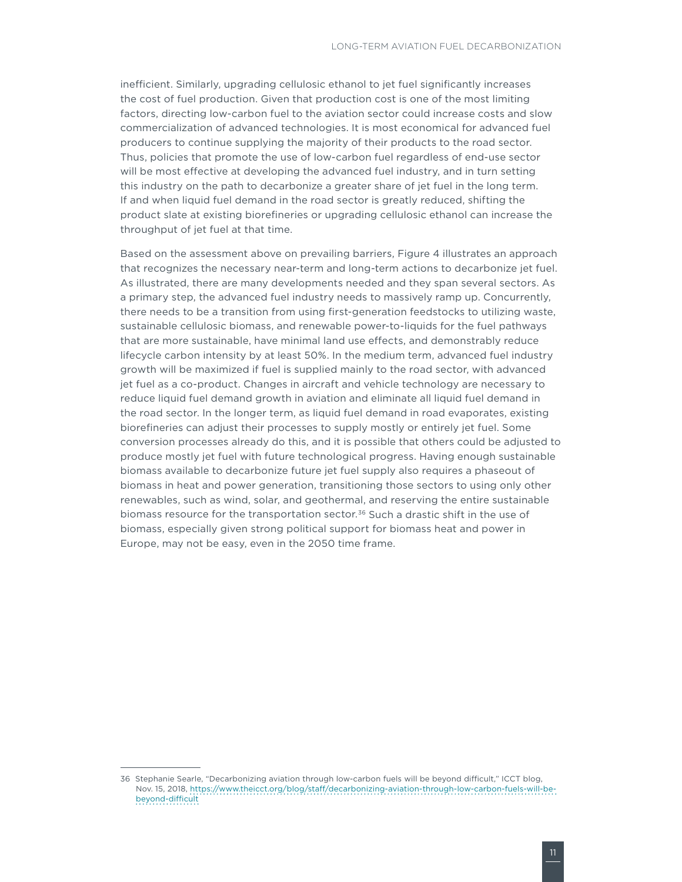inefficient. Similarly, upgrading cellulosic ethanol to jet fuel significantly increases the cost of fuel production. Given that production cost is one of the most limiting factors, directing low-carbon fuel to the aviation sector could increase costs and slow commercialization of advanced technologies. It is most economical for advanced fuel producers to continue supplying the majority of their products to the road sector. Thus, policies that promote the use of low-carbon fuel regardless of end-use sector will be most effective at developing the advanced fuel industry, and in turn setting this industry on the path to decarbonize a greater share of jet fuel in the long term. If and when liquid fuel demand in the road sector is greatly reduced, shifting the product slate at existing biorefineries or upgrading cellulosic ethanol can increase the throughput of jet fuel at that time.

Based on the assessment above on prevailing barriers, Figure 4 illustrates an approach that recognizes the necessary near-term and long-term actions to decarbonize jet fuel. As illustrated, there are many developments needed and they span several sectors. As a primary step, the advanced fuel industry needs to massively ramp up. Concurrently, there needs to be a transition from using first-generation feedstocks to utilizing waste, sustainable cellulosic biomass, and renewable power-to-liquids for the fuel pathways that are more sustainable, have minimal land use effects, and demonstrably reduce lifecycle carbon intensity by at least 50%. In the medium term, advanced fuel industry growth will be maximized if fuel is supplied mainly to the road sector, with advanced jet fuel as a co-product. Changes in aircraft and vehicle technology are necessary to reduce liquid fuel demand growth in aviation and eliminate all liquid fuel demand in the road sector. In the longer term, as liquid fuel demand in road evaporates, existing biorefineries can adjust their processes to supply mostly or entirely jet fuel. Some conversion processes already do this, and it is possible that others could be adjusted to produce mostly jet fuel with future technological progress. Having enough sustainable biomass available to decarbonize future jet fuel supply also requires a phaseout of biomass in heat and power generation, transitioning those sectors to using only other renewables, such as wind, solar, and geothermal, and reserving the entire sustainable biomass resource for the transportation sector.[36] Such a drastic shift in the use of biomass, especially given strong political support for biomass heat and power in Europe, may not be easy, even in the 2050 time frame.

---

36 Stephanie Searle, "Decarbonizing aviation through low-carbon fuels will be beyond difficult," ICCT blog, Nov. 15, 2018, https://www.theicct.org/blog/staff/decarbonizing-aviation-through-low-carbon-fuels-will-be-beyond-difficult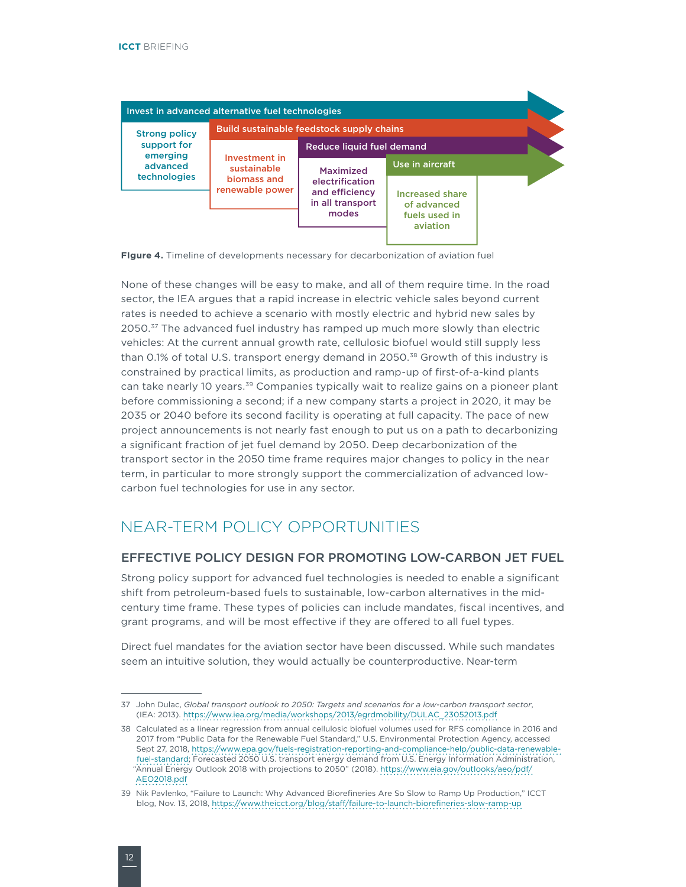Invest in advanced alternative fuel technologies

Strong policy support for emerging advanced technologies

Build sustainable feedstock supply chains

Investment in sustainable biomass and renewable power

Reduce liquid fuel demand

Maximized electrification and efficiency in all transport modes

Use in aircraft

Increased share of advanced fuels used in aviation

**Figure 4.** Timeline of developments necessary for decarbonization of aviation fuel

None of these changes will be easy to make, and all of them require time. In the road sector, the IEA argues that a rapid increase in electric vehicle sales beyond current rates is needed to achieve a scenario with mostly electric and hybrid new sales by 2050.[37] The advanced fuel industry has ramped up much more slowly than electric vehicles: At the current annual growth rate, cellulosic biofuel would still supply less than 0.1% of total U.S. transport energy demand in 2050.[38] Growth of this industry is constrained by practical limits, as production and ramp-up of first-of-a-kind plants can take nearly 10 years.[39] Companies typically wait to realize gains on a pioneer plant before commissioning a second; if a new company starts a project in 2020, it may be 2035 or 2040 before its second facility is operating at full capacity. The pace of new project announcements is not nearly fast enough to put us on a path to decarbonizing a significant fraction of jet fuel demand by 2050. Deep decarbonization of the transport sector in the 2050 time frame requires major changes to policy in the near term, in particular to more strongly support the commercialization of advanced low-carbon fuel technologies for use in any sector.

## NEAR-TERM POLICY OPPORTUNITIES

### EFFECTIVE POLICY DESIGN FOR PROMOTING LOW-CARBON JET FUEL

Strong policy support for advanced fuel technologies is needed to enable a significant shift from petroleum-based fuels to sustainable, low-carbon alternatives in the mid-century time frame. These types of policies can include mandates, fiscal incentives, and grant programs, and will be most effective if they are offered to all fuel types.

Direct fuel mandates for the aviation sector have been discussed. While such mandates seem an intuitive solution, they would actually be counterproductive. Near-term

---

37 John Dulac, *Global transport outlook to 2050: Targets and scenarios for a low-carbon transport sector*, (IEA: 2013). https://www.iea.org/media/workshops/2013/egrdmobility/DULAC_23052013.pdf

38 Calculated as a linear regression from annual cellulosic biofuel volumes used for RFS compliance in 2016 and 2017 from "Public Data for the Renewable Fuel Standard," U.S. Environmental Protection Agency, accessed Sept 27, 2018, https://www.epa.gov/fuels-registration-reporting-and-compliance-help/public-data-renewable-fuel-standard; Forecasted 2050 U.S. transport energy demand from U.S. Energy Information Administration, "Annual Energy Outlook 2018 with projections to 2050" (2018). https://www.eia.gov/outlooks/aeo/pdf/AEO2018.pdf

39 Nik Pavlenko, "Failure to Launch: Why Advanced Biorefineries Are So Slow to Ramp Up Production," ICCT blog, Nov. 13, 2018, https://www.theicct.org/blog/staff/failure-to-launch-biorefineries-slow-ramp-up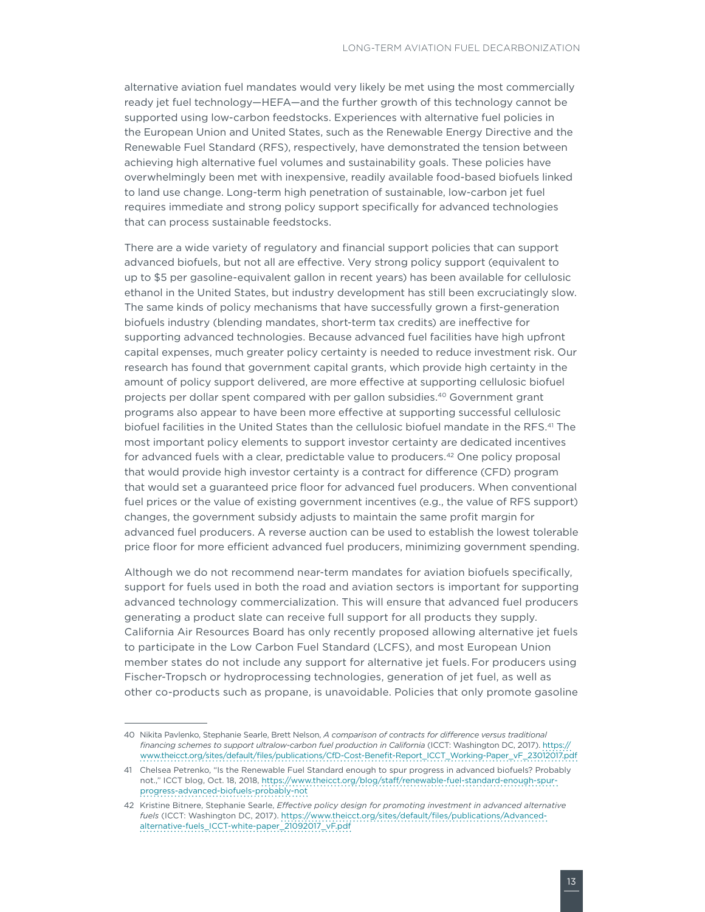alternative aviation fuel mandates would very likely be met using the most commercially ready jet fuel technology—HEFA—and the further growth of this technology cannot be supported using low-carbon feedstocks. Experiences with alternative fuel policies in the European Union and United States, such as the Renewable Energy Directive and the Renewable Fuel Standard (RFS), respectively, have demonstrated the tension between achieving high alternative fuel volumes and sustainability goals. These policies have overwhelmingly been met with inexpensive, readily available food-based biofuels linked to land use change. Long-term high penetration of sustainable, low-carbon jet fuel requires immediate and strong policy support specifically for advanced technologies that can process sustainable feedstocks.

There are a wide variety of regulatory and financial support policies that can support advanced biofuels, but not all are effective. Very strong policy support (equivalent to up to $5 per gasoline-equivalent gallon in recent years) has been available for cellulosic ethanol in the United States, but industry development has still been excruciatingly slow. The same kinds of policy mechanisms that have successfully grown a first-generation biofuels industry (blending mandates, short-term tax credits) are ineffective for supporting advanced technologies. Because advanced fuel facilities have high upfront capital expenses, much greater policy certainty is needed to reduce investment risk. Our research has found that government capital grants, which provide high certainty in the amount of policy support delivered, are more effective at supporting cellulosic biofuel projects per dollar spent compared with per gallon subsidies.[40] Government grant programs also appear to have been more effective at supporting successful cellulosic biofuel facilities in the United States than the cellulosic biofuel mandate in the RFS.[41] The most important policy elements to support investor certainty are dedicated incentives for advanced fuels with a clear, predictable value to producers.[42] One policy proposal that would provide high investor certainty is a contract for difference (CFD) program that would set a guaranteed price floor for advanced fuel producers. When conventional fuel prices or the value of existing government incentives (e.g., the value of RFS support) changes, the government subsidy adjusts to maintain the same profit margin for advanced fuel producers. A reverse auction can be used to establish the lowest tolerable price floor for more efficient advanced fuel producers, minimizing government spending.

Although we do not recommend near-term mandates for aviation biofuels specifically, support for fuels used in both the road and aviation sectors is important for supporting advanced technology commercialization. This will ensure that advanced fuel producers generating a product slate can receive full support for all products they supply. California Air Resources Board has only recently proposed allowing alternative jet fuels to participate in the Low Carbon Fuel Standard (LCFS), and most European Union member states do not include any support for alternative jet fuels. For producers using Fischer-Tropsch or hydroprocessing technologies, generation of jet fuel, as well as other co-products such as propane, is unavoidable. Policies that only promote gasoline

---

40 Nikita Pavlenko, Stephanie Searle, Brett Nelson, *A comparison of contracts for difference versus traditional financing schemes to support ultralow-carbon fuel production in California* (ICCT: Washington DC, 2017). https://www.theicct.org/sites/default/files/publications/CfD-Cost-Benefit-Report_ICCT_Working-Paper_vF_23012017.pdf

41 Chelsea Petrenko, "Is the Renewable Fuel Standard enough to spur progress in advanced biofuels? Probably not.," ICCT blog, Oct. 18, 2018, https://www.theicct.org/blog/staff/renewable-fuel-standard-enough-spur-progress-advanced-biofuels-probably-not

42 Kristine Bitnere, Stephanie Searle, *Effective policy design for promoting investment in advanced alternative fuels* (ICCT: Washington DC, 2017). https://www.theicct.org/sites/default/files/publications/Advanced-alternative-fuels_ICCT-white-paper_21092017_vF.pdf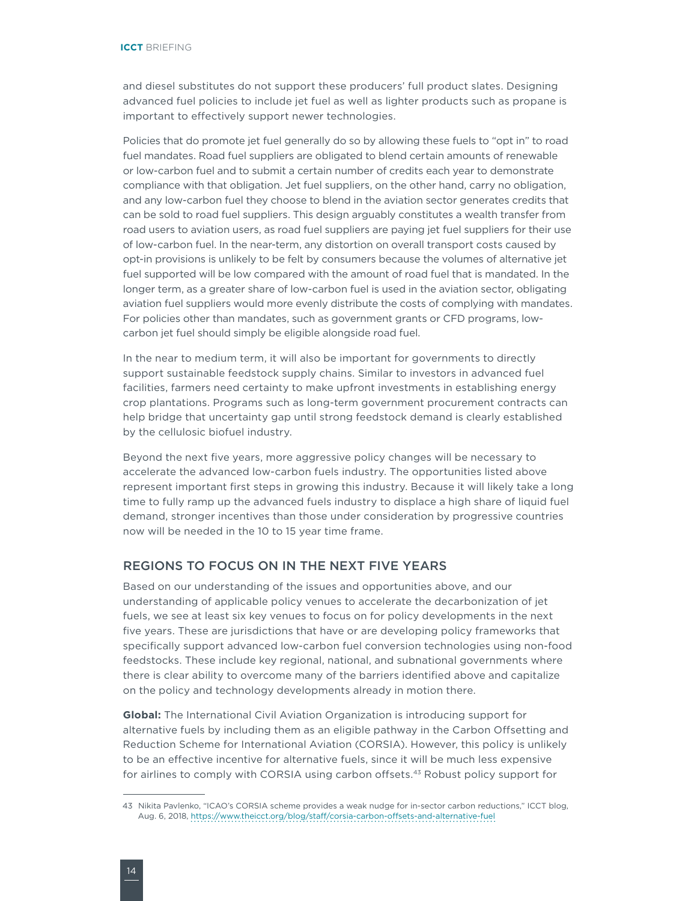and diesel substitutes do not support these producers' full product slates. Designing advanced fuel policies to include jet fuel as well as lighter products such as propane is important to effectively support newer technologies.

Policies that do promote jet fuel generally do so by allowing these fuels to "opt in" to road fuel mandates. Road fuel suppliers are obligated to blend certain amounts of renewable or low-carbon fuel and to submit a certain number of credits each year to demonstrate compliance with that obligation. Jet fuel suppliers, on the other hand, carry no obligation, and any low-carbon fuel they choose to blend in the aviation sector generates credits that can be sold to road fuel suppliers. This design arguably constitutes a wealth transfer from road users to aviation users, as road fuel suppliers are paying jet fuel suppliers for their use of low-carbon fuel. In the near-term, any distortion on overall transport costs caused by opt-in provisions is unlikely to be felt by consumers because the volumes of alternative jet fuel supported will be low compared with the amount of road fuel that is mandated. In the longer term, as a greater share of low-carbon fuel is used in the aviation sector, obligating aviation fuel suppliers would more evenly distribute the costs of complying with mandates. For policies other than mandates, such as government grants or CFD programs, low-carbon jet fuel should simply be eligible alongside road fuel.

In the near to medium term, it will also be important for governments to directly support sustainable feedstock supply chains. Similar to investors in advanced fuel facilities, farmers need certainty to make upfront investments in establishing energy crop plantations. Programs such as long-term government procurement contracts can help bridge that uncertainty gap until strong feedstock demand is clearly established by the cellulosic biofuel industry.

Beyond the next five years, more aggressive policy changes will be necessary to accelerate the advanced low-carbon fuels industry. The opportunities listed above represent important first steps in growing this industry. Because it will likely take a long time to fully ramp up the advanced fuels industry to displace a high share of liquid fuel demand, stronger incentives than those under consideration by progressive countries now will be needed in the 10 to 15 year time frame.

## REGIONS TO FOCUS ON IN THE NEXT FIVE YEARS

Based on our understanding of the issues and opportunities above, and our understanding of applicable policy venues to accelerate the decarbonization of jet fuels, we see at least six key venues to focus on for policy developments in the next five years. These are jurisdictions that have or are developing policy frameworks that specifically support advanced low-carbon fuel conversion technologies using non-food feedstocks. These include key regional, national, and subnational governments where there is clear ability to overcome many of the barriers identified above and capitalize on the policy and technology developments already in motion there.

**Global:** The International Civil Aviation Organization is introducing support for alternative fuels by including them as an eligible pathway in the Carbon Offsetting and Reduction Scheme for International Aviation (CORSIA). However, this policy is unlikely to be an effective incentive for alternative fuels, since it will be much less expensive for airlines to comply with CORSIA using carbon offsets.[43] Robust policy support for

---

43 Nikita Pavlenko, "ICAO's CORSIA scheme provides a weak nudge for in-sector carbon reductions," ICCT blog, Aug. 6, 2018, https://www.theicct.org/blog/staff/corsia-carbon-offsets-and-alternative-fuel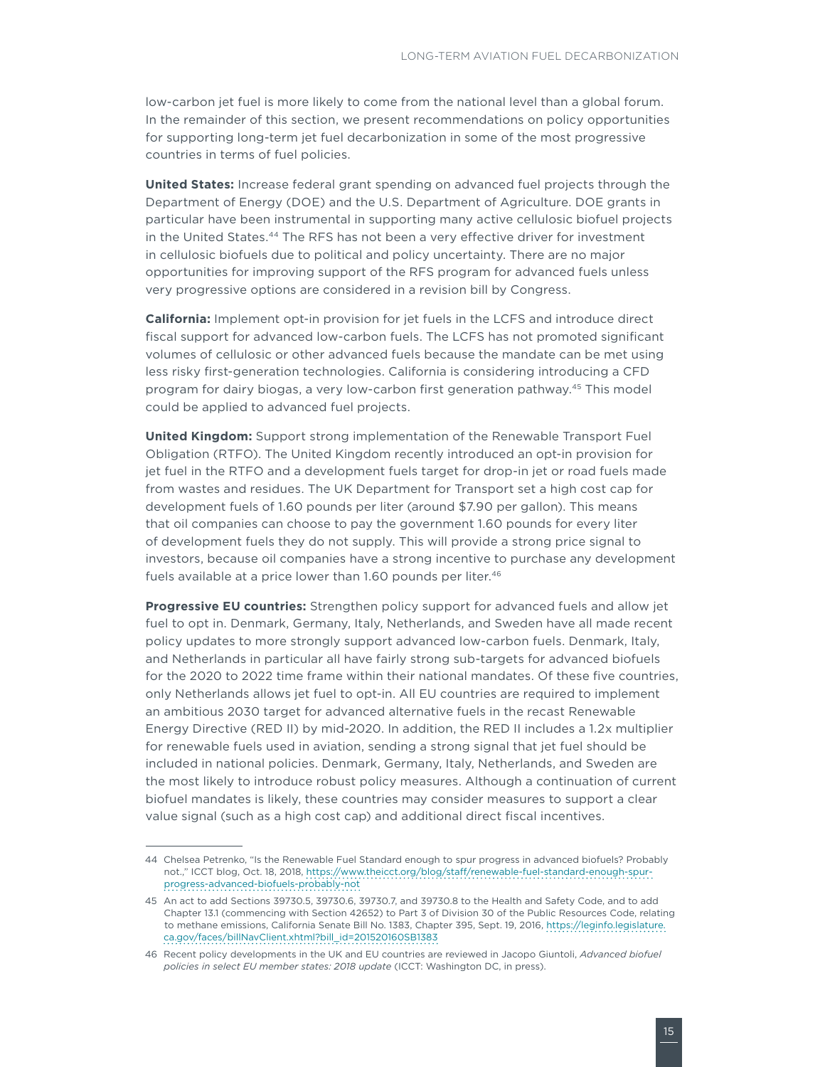low-carbon jet fuel is more likely to come from the national level than a global forum. In the remainder of this section, we present recommendations on policy opportunities for supporting long-term jet fuel decarbonization in some of the most progressive countries in terms of fuel policies.

**United States:** Increase federal grant spending on advanced fuel projects through the Department of Energy (DOE) and the U.S. Department of Agriculture. DOE grants in particular have been instrumental in supporting many active cellulosic biofuel projects in the United States.[44] The RFS has not been a very effective driver for investment in cellulosic biofuels due to political and policy uncertainty. There are no major opportunities for improving support of the RFS program for advanced fuels unless very progressive options are considered in a revision bill by Congress.

**California:** Implement opt-in provision for jet fuels in the LCFS and introduce direct fiscal support for advanced low-carbon fuels. The LCFS has not promoted significant volumes of cellulosic or other advanced fuels because the mandate can be met using less risky first-generation technologies. California is considering introducing a CFD program for dairy biogas, a very low-carbon first generation pathway.[45] This model could be applied to advanced fuel projects.

**United Kingdom:** Support strong implementation of the Renewable Transport Fuel Obligation (RTFO). The United Kingdom recently introduced an opt-in provision for jet fuel in the RTFO and a development fuels target for drop-in jet or road fuels made from wastes and residues. The UK Department for Transport set a high cost cap for development fuels of 1.60 pounds per liter (around $7.90 per gallon). This means that oil companies can choose to pay the government 1.60 pounds for every liter of development fuels they do not supply. This will provide a strong price signal to investors, because oil companies have a strong incentive to purchase any development fuels available at a price lower than 1.60 pounds per liter.[46]

**Progressive EU countries:** Strengthen policy support for advanced fuels and allow jet fuel to opt in. Denmark, Germany, Italy, Netherlands, and Sweden have all made recent policy updates to more strongly support advanced low-carbon fuels. Denmark, Italy, and Netherlands in particular all have fairly strong sub-targets for advanced biofuels for the 2020 to 2022 time frame within their national mandates. Of these five countries, only Netherlands allows jet fuel to opt-in. All EU countries are required to implement an ambitious 2030 target for advanced alternative fuels in the recast Renewable Energy Directive (RED II) by mid-2020. In addition, the RED II includes a 1.2x multiplier for renewable fuels used in aviation, sending a strong signal that jet fuel should be included in national policies. Denmark, Germany, Italy, Netherlands, and Sweden are the most likely to introduce robust policy measures. Although a continuation of current biofuel mandates is likely, these countries may consider measures to support a clear value signal (such as a high cost cap) and additional direct fiscal incentives.

---

44 Chelsea Petrenko, "Is the Renewable Fuel Standard enough to spur progress in advanced biofuels? Probably not.," ICCT blog, Oct. 18, 2018, https://www.theicct.org/blog/staff/renewable-fuel-standard-enough-spur-progress-advanced-biofuels-probably-not

45 An act to add Sections 39730.5, 39730.6, 39730.7, and 39730.8 to the Health and Safety Code, and to add Chapter 13.1 (commencing with Section 42652) to Part 3 of Division 30 of the Public Resources Code, relating to methane emissions, California Senate Bill No. 1383, Chapter 395, Sept. 19, 2016, https://leginfo.legislature.ca.gov/faces/billNavClient.xhtml?bill_id=201520160SB1383

46 Recent policy developments in the UK and EU countries are reviewed in Jacopo Giuntoli, *Advanced biofuel policies in select EU member states: 2018 update* (ICCT: Washington DC, in press).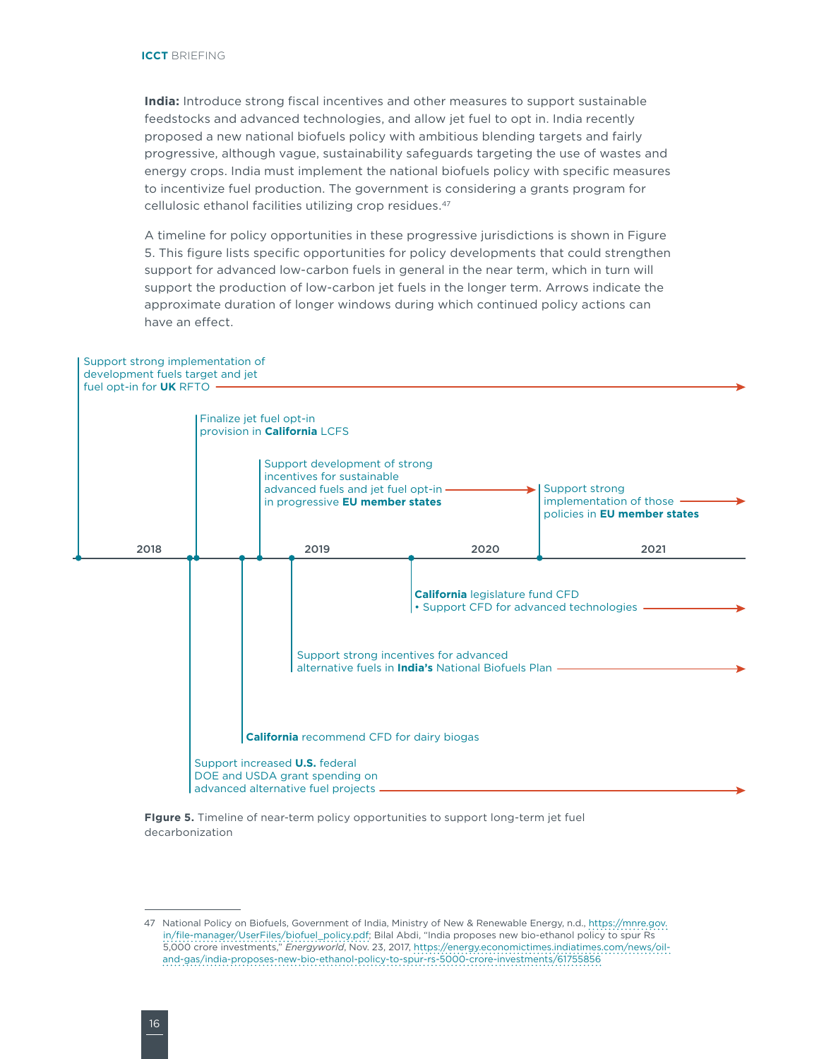**India:** Introduce strong fiscal incentives and other measures to support sustainable feedstocks and advanced technologies, and allow jet fuel to opt in. India recently proposed a new national biofuels policy with ambitious blending targets and fairly progressive, although vague, sustainability safeguards targeting the use of wastes and energy crops. India must implement the national biofuels policy with specific measures to incentivize fuel production. The government is considering a grants program for cellulosic ethanol facilities utilizing crop residues.[47]

A timeline for policy opportunities in these progressive jurisdictions is shown in Figure 5. This figure lists specific opportunities for policy developments that could strengthen support for advanced low-carbon fuels in general in the near term, which in turn will support the production of low-carbon jet fuels in the longer term. Arrows indicate the approximate duration of longer windows during which continued policy actions can have an effect.

Support strong implementation of development fuels target and jet fuel opt-in for **UK** RFTO →

Finalize jet fuel opt-in provision in **California** LCFS

Support development of strong incentives for sustainable advanced fuels and jet fuel opt-in in progressive **EU member states** → Support strong implementation of those policies in **EU member states** →

2018 | 2019 | 2020 | 2021

**California** legislature fund CFD
• Support CFD for advanced technologies →

Support strong incentives for advanced alternative fuels in **India's** National Biofuels Plan →

**California** recommend CFD for dairy biogas

Support increased **U.S.** federal DOE and USDA grant spending on advanced alternative fuel projects →

**Figure 5.** Timeline of near-term policy opportunities to support long-term jet fuel decarbonization

---

47 National Policy on Biofuels, Government of India, Ministry of New & Renewable Energy, n.d., https://mnre.gov.in/file-manager/UserFiles/biofuel_policy.pdf; Bilal Abdi, "India proposes new bio-ethanol policy to spur Rs 5,000 crore investments," *Energyworld*, Nov. 23, 2017, https://energy.economictimes.indiatimes.com/news/oil-and-gas/india-proposes-new-bio-ethanol-policy-to-spur-rs-5000-crore-investments/61755856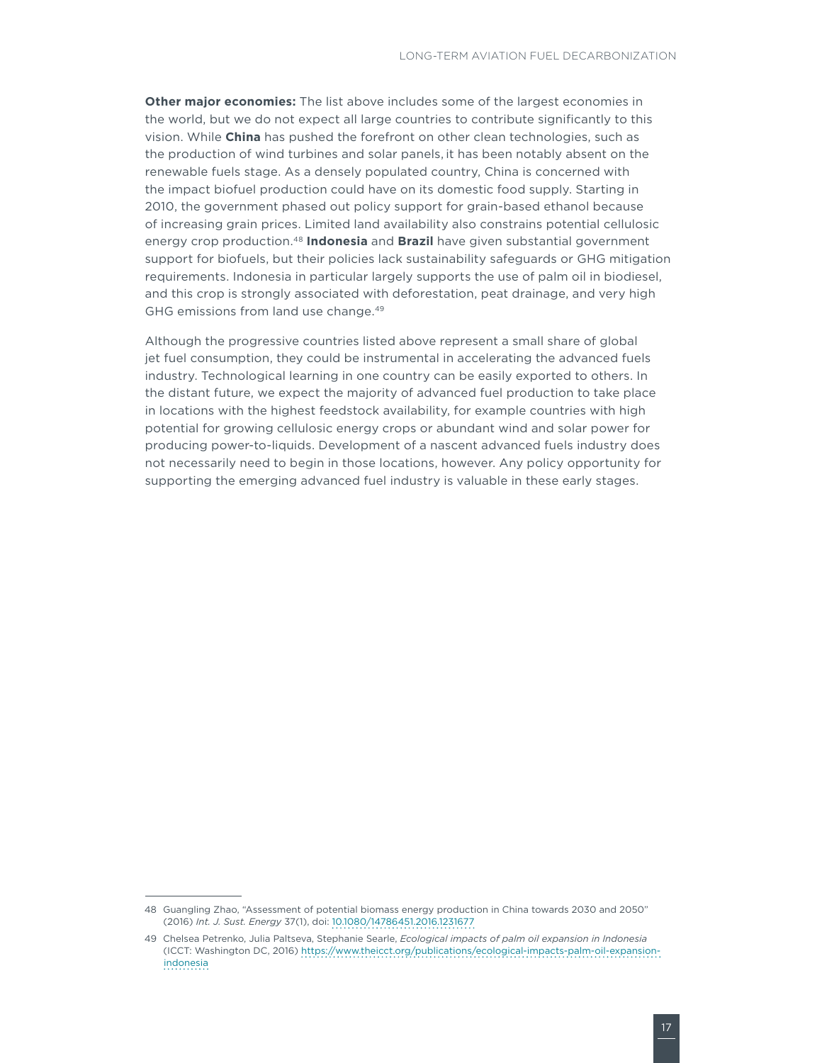**Other major economies:** The list above includes some of the largest economies in the world, but we do not expect all large countries to contribute significantly to this vision. While **China** has pushed the forefront on other clean technologies, such as the production of wind turbines and solar panels, it has been notably absent on the renewable fuels stage. As a densely populated country, China is concerned with the impact biofuel production could have on its domestic food supply. Starting in 2010, the government phased out policy support for grain-based ethanol because of increasing grain prices. Limited land availability also constrains potential cellulosic energy crop production.[48] **Indonesia** and **Brazil** have given substantial government support for biofuels, but their policies lack sustainability safeguards or GHG mitigation requirements. Indonesia in particular largely supports the use of palm oil in biodiesel, and this crop is strongly associated with deforestation, peat drainage, and very high GHG emissions from land use change.[49]

Although the progressive countries listed above represent a small share of global jet fuel consumption, they could be instrumental in accelerating the advanced fuels industry. Technological learning in one country can be easily exported to others. In the distant future, we expect the majority of advanced fuel production to take place in locations with the highest feedstock availability, for example countries with high potential for growing cellulosic energy crops or abundant wind and solar power for producing power-to-liquids. Development of a nascent advanced fuels industry does not necessarily need to begin in those locations, however. Any policy opportunity for supporting the emerging advanced fuel industry is valuable in these early stages.

---

48 Guangling Zhao, "Assessment of potential biomass energy production in China towards 2030 and 2050" (2016) *Int. J. Sust. Energy* 37(1), doi: 10.1080/14786451.2016.1231677

49 Chelsea Petrenko, Julia Paltseva, Stephanie Searle, *Ecological impacts of palm oil expansion in Indonesia* (ICCT: Washington DC, 2016) https://www.theicct.org/publications/ecological-impacts-palm-oil-expansion-indonesia